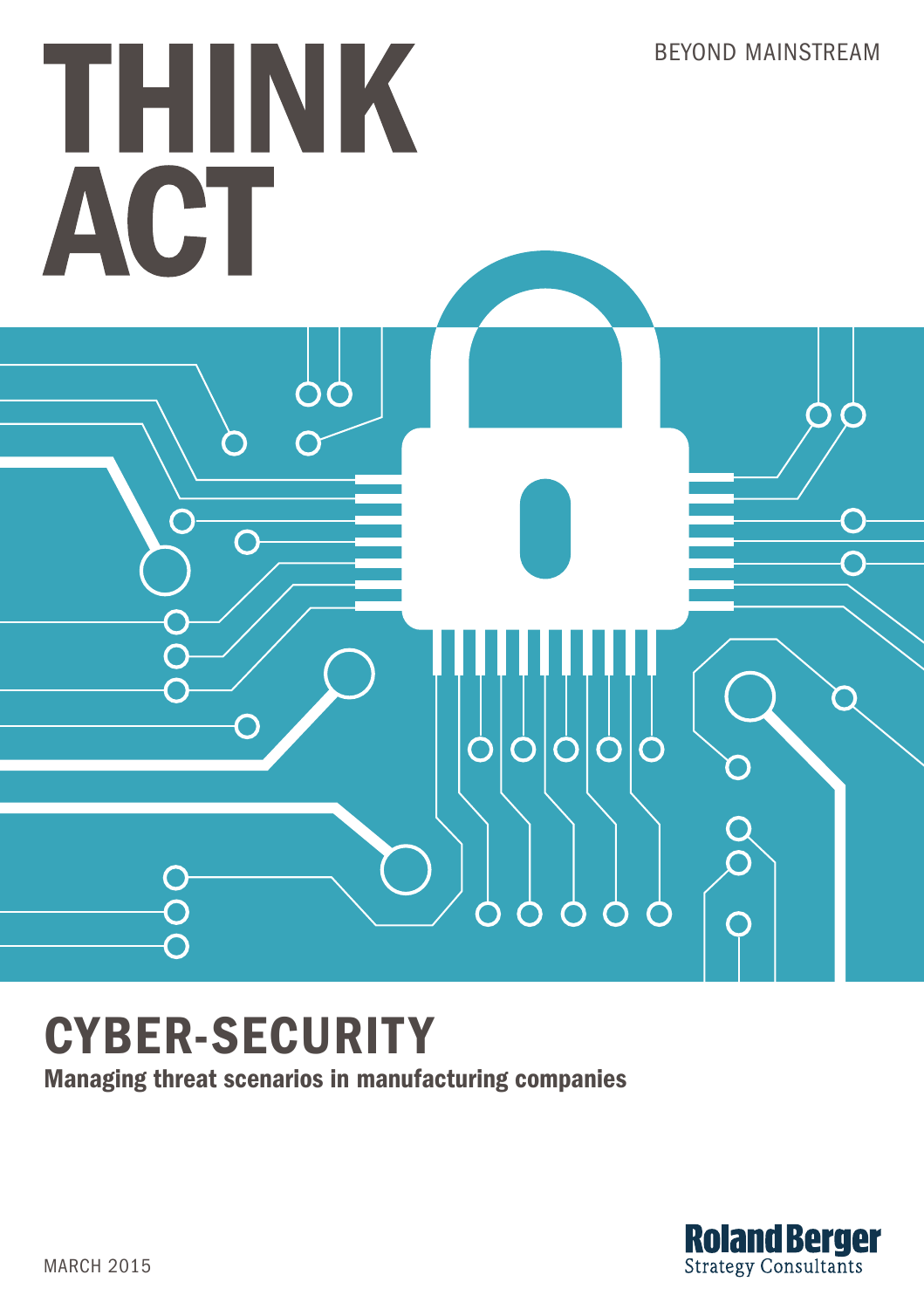BEYOND MAINSTREAM

# THINK ACT

# CYBER-SECURITY

**Managing threat scenarios in manufacturing companies**

MARCH 2015

Roland Berger Strategy Consultants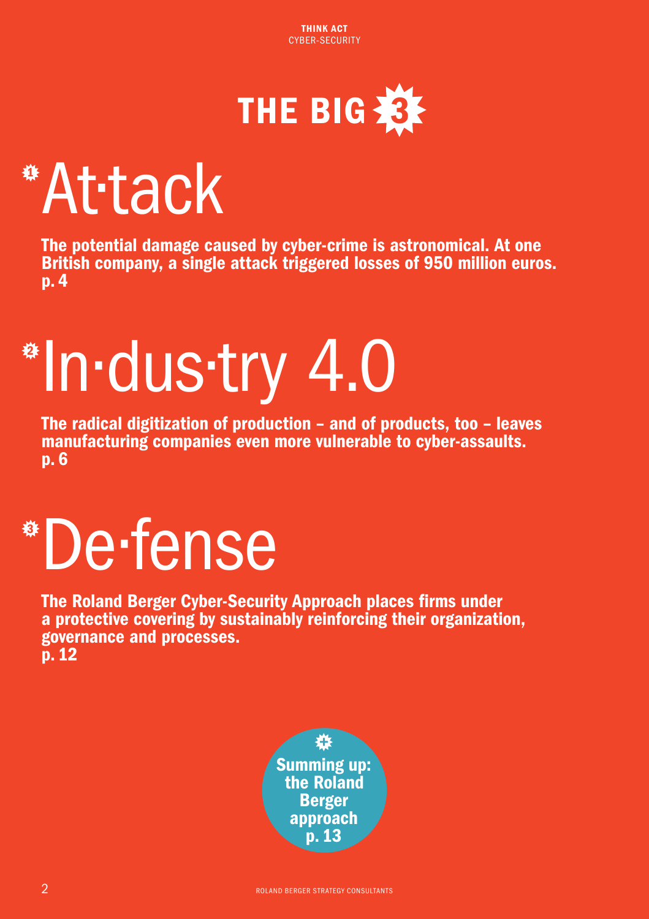# THE BIG 3

## 1 At·tack

**The potential damage caused by cyber-crime is astronomical. At one British company, a single attack triggered losses of 950 million euros. p. 4**

## 2 In·dus·try 4.0

**The radical digitization of production – and of products, too – leaves manufacturing companies even more vulnerable to cyber-assaults. p. 6**

## 3 De·fense

**The Roland Berger Cyber-Security Approach places firms under a protective covering by sustainably reinforcing their organization, governance and processes. p. 12**

**Summing up: the Roland Berger approach p. 13**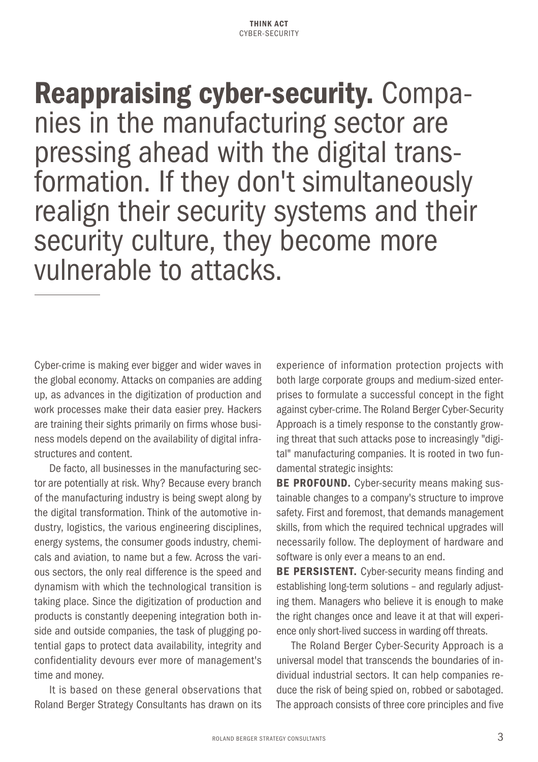# **Reappraising cyber-security.** Companies in the manufacturing sector are pressing ahead with the digital transformation. If they don't simultaneously realign their security systems and their security culture, they become more vulnerable to attacks.

Cyber-crime is making ever bigger and wider waves in the global economy. Attacks on companies are adding up, as advances in the digitization of production and work processes make their data easier prey. Hackers are training their sights primarily on firms whose business models depend on the availability of digital infrastructures and content.

De facto, all businesses in the manufacturing sector are potentially at risk. Why? Because every branch of the manufacturing industry is being swept along by the digital transformation. Think of the automotive industry, logistics, the various engineering disciplines, energy systems, the consumer goods industry, chemicals and aviation, to name but a few. Across the various sectors, the only real difference is the speed and dynamism with which the technological transition is taking place. Since the digitization of production and products is constantly deepening integration both inside and outside companies, the task of plugging potential gaps to protect data availability, integrity and confidentiality devours ever more of management's time and money.

It is based on these general observations that Roland Berger Strategy Consultants has drawn on its experience of information protection projects with both large corporate groups and medium-sized enterprises to formulate a successful concept in the fight against cyber-crime. The Roland Berger Cyber-Security Approach is a timely response to the constantly growing threat that such attacks pose to increasingly "digital" manufacturing companies. It is rooted in two fundamental strategic insights:

**BE PROFOUND.** Cyber-security means making sustainable changes to a company's structure to improve safety. First and foremost, that demands management skills, from which the required technical upgrades will necessarily follow. The deployment of hardware and software is only ever a means to an end.

**BE PERSISTENT.** Cyber-security means finding and establishing long-term solutions – and regularly adjusting them. Managers who believe it is enough to make the right changes once and leave it at that will experience only short-lived success in warding off threats.

The Roland Berger Cyber-Security Approach is a universal model that transcends the boundaries of individual industrial sectors. It can help companies reduce the risk of being spied on, robbed or sabotaged. The approach consists of three core principles and five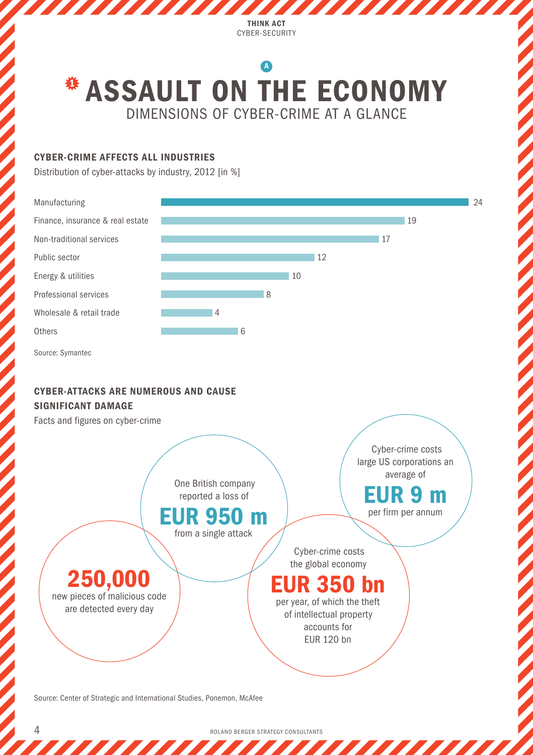# ASSAULT ON THE ECONOMY

## DIMENSIONS OF CYBER-CRIME AT A GLANCE

### CYBER-CRIME AFFECTS ALL INDUSTRIES

Distribution of cyber-attacks by industry, 2012 [in %]

| Industry | % |
|---|---|
| Manufacturing | 24 |
| Finance, insurance & real estate | 19 |
| Non-traditional services | 17 |
| Public sector | 12 |
| Energy & utilities | 10 |
| Professional services | 8 |
| Wholesale & retail trade | 4 |
| Others | 6 |

Source: Symantec

### CYBER-ATTACKS ARE NUMEROUS AND CAUSE SIGNIFICANT DAMAGE

Facts and figures on cyber-crime

One British company reported a loss of **EUR 950 m** from a single attack

Cyber-crime costs large US corporations an average of **EUR 9 m** per firm per annum

**250,000** new pieces of malicious code are detected every day

Cyber-crime costs the global economy **EUR 350 bn** per year, of which the theft of intellectual property accounts for EUR 120 bn

Source: Center of Strategic and International Studies, Ponemon, McAfee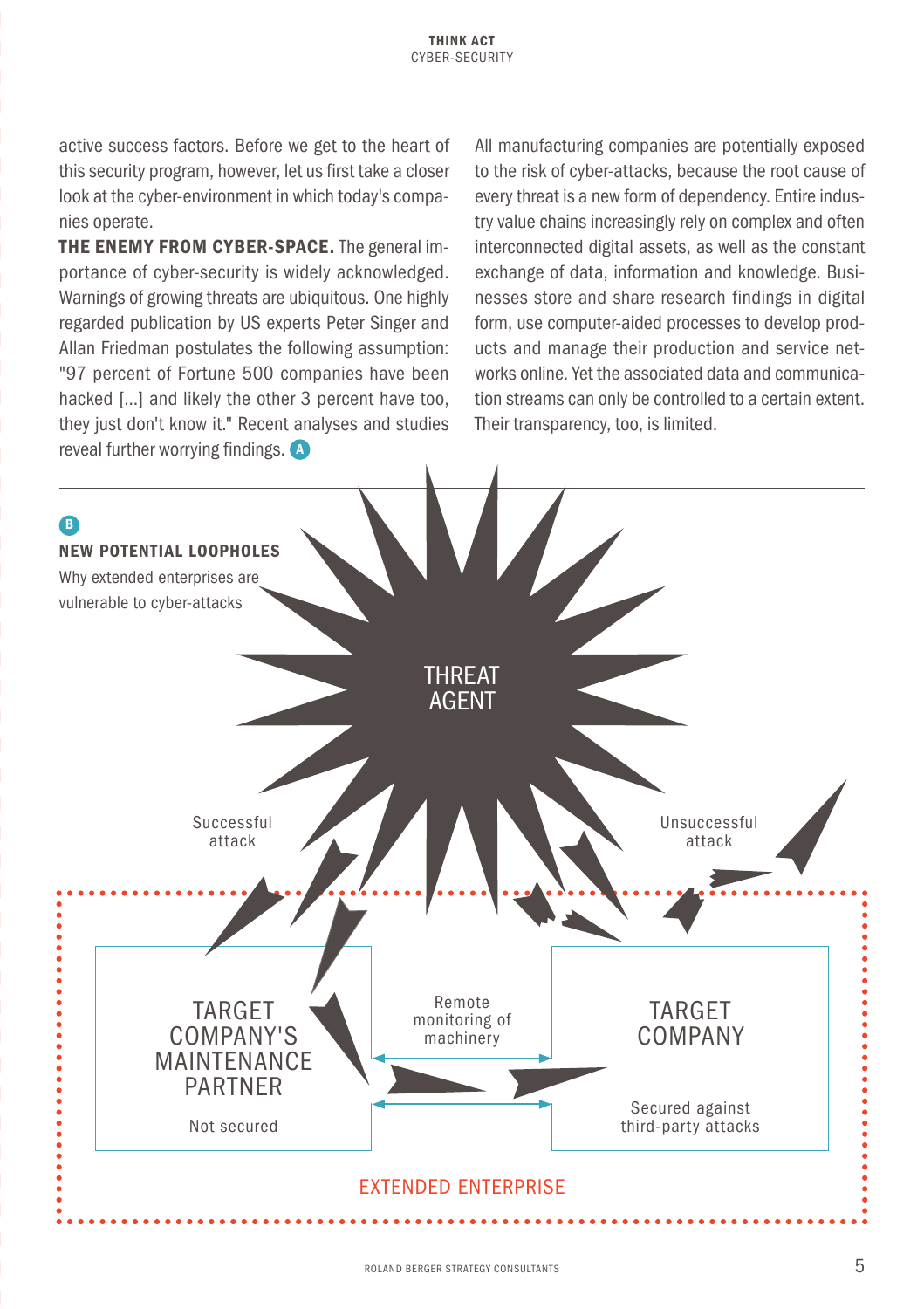active success factors. Before we get to the heart of this security program, however, let us first take a closer look at the cyber-environment in which today's companies operate.

**THE ENEMY FROM CYBER-SPACE.** The general importance of cyber-security is widely acknowledged. Warnings of growing threats are ubiquitous. One highly regarded publication by US experts Peter Singer and Allan Friedman postulates the following assumption: "97 percent of Fortune 500 companies have been hacked [...] and likely the other 3 percent have too, they just don't know it." Recent analyses and studies reveal further worrying findings. A

All manufacturing companies are potentially exposed to the risk of cyber-attacks, because the root cause of every threat is a new form of dependency. Entire industry value chains increasingly rely on complex and often interconnected digital assets, as well as the constant exchange of data, information and knowledge. Businesses store and share research findings in digital form, use computer-aided processes to develop products and manage their production and service networks online. Yet the associated data and communication streams can only be controlled to a certain extent. Their transparency, too, is limited.

B

**NEW POTENTIAL LOOPHOLES**

Why extended enterprises are vulnerable to cyber-attacks

THREAT AGENT

Successful attack

Unsuccessful attack

TARGET COMPANY'S MAINTENANCE PARTNER

Not secured

Remote monitoring of machinery

TARGET COMPANY

Secured against third-party attacks

EXTENDED ENTERPRISE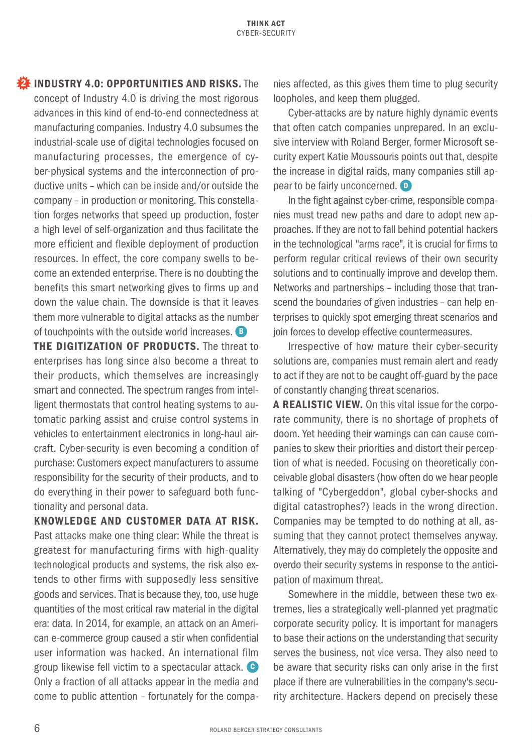**2 INDUSTRY 4.0: OPPORTUNITIES AND RISKS.** The concept of Industry 4.0 is driving the most rigorous advances in this kind of end-to-end connectedness at manufacturing companies. Industry 4.0 subsumes the industrial-scale use of digital technologies focused on manufacturing processes, the emergence of cyber-physical systems and the interconnection of productive units – which can be inside and/or outside the company – in production or monitoring. This constellation forges networks that speed up production, foster a high level of self-organization and thus facilitate the more efficient and flexible deployment of production resources. In effect, the core company swells to become an extended enterprise. There is no doubting the benefits this smart networking gives to firms up and down the value chain. The downside is that it leaves them more vulnerable to digital attacks as the number of touchpoints with the outside world increases. **B**

**THE DIGITIZATION OF PRODUCTS.** The threat to enterprises has long since also become a threat to their products, which themselves are increasingly smart and connected. The spectrum ranges from intelligent thermostats that control heating systems to automatic parking assist and cruise control systems in vehicles to entertainment electronics in long-haul aircraft. Cyber-security is even becoming a condition of purchase: Customers expect manufacturers to assume responsibility for the security of their products, and to do everything in their power to safeguard both functionality and personal data.

**KNOWLEDGE AND CUSTOMER DATA AT RISK.** Past attacks make one thing clear: While the threat is greatest for manufacturing firms with high-quality technological products and systems, the risk also extends to other firms with supposedly less sensitive goods and services. That is because they, too, use huge quantities of the most critical raw material in the digital era: data. In 2014, for example, an attack on an American e-commerce group caused a stir when confidential user information was hacked. An international film group likewise fell victim to a spectacular attack. **C** Only a fraction of all attacks appear in the media and come to public attention – fortunately for the companies affected, as this gives them time to plug security loopholes, and keep them plugged.

Cyber-attacks are by nature highly dynamic events that often catch companies unprepared. In an exclusive interview with Roland Berger, former Microsoft security expert Katie Moussouris points out that, despite the increase in digital raids, many companies still appear to be fairly unconcerned. **D**

In the fight against cyber-crime, responsible companies must tread new paths and dare to adopt new approaches. If they are not to fall behind potential hackers in the technological "arms race", it is crucial for firms to perform regular critical reviews of their own security solutions and to continually improve and develop them. Networks and partnerships – including those that transcend the boundaries of given industries – can help enterprises to quickly spot emerging threat scenarios and join forces to develop effective countermeasures.

Irrespective of how mature their cyber-security solutions are, companies must remain alert and ready to act if they are not to be caught off-guard by the pace of constantly changing threat scenarios.

**A REALISTIC VIEW.** On this vital issue for the corporate community, there is no shortage of prophets of doom. Yet heeding their warnings can can cause companies to skew their priorities and distort their perception of what is needed. Focusing on theoretically conceivable global disasters (how often do we hear people talking of "Cybergeddon", global cyber-shocks and digital catastrophes?) leads in the wrong direction. Companies may be tempted to do nothing at all, assuming that they cannot protect themselves anyway. Alternatively, they may do completely the opposite and overdo their security systems in response to the anticipation of maximum threat.

Somewhere in the middle, between these two extremes, lies a strategically well-planned yet pragmatic corporate security policy. It is important for managers to base their actions on the understanding that security serves the business, not vice versa. They also need to be aware that security risks can only arise in the first place if there are vulnerabilities in the company's security architecture. Hackers depend on precisely these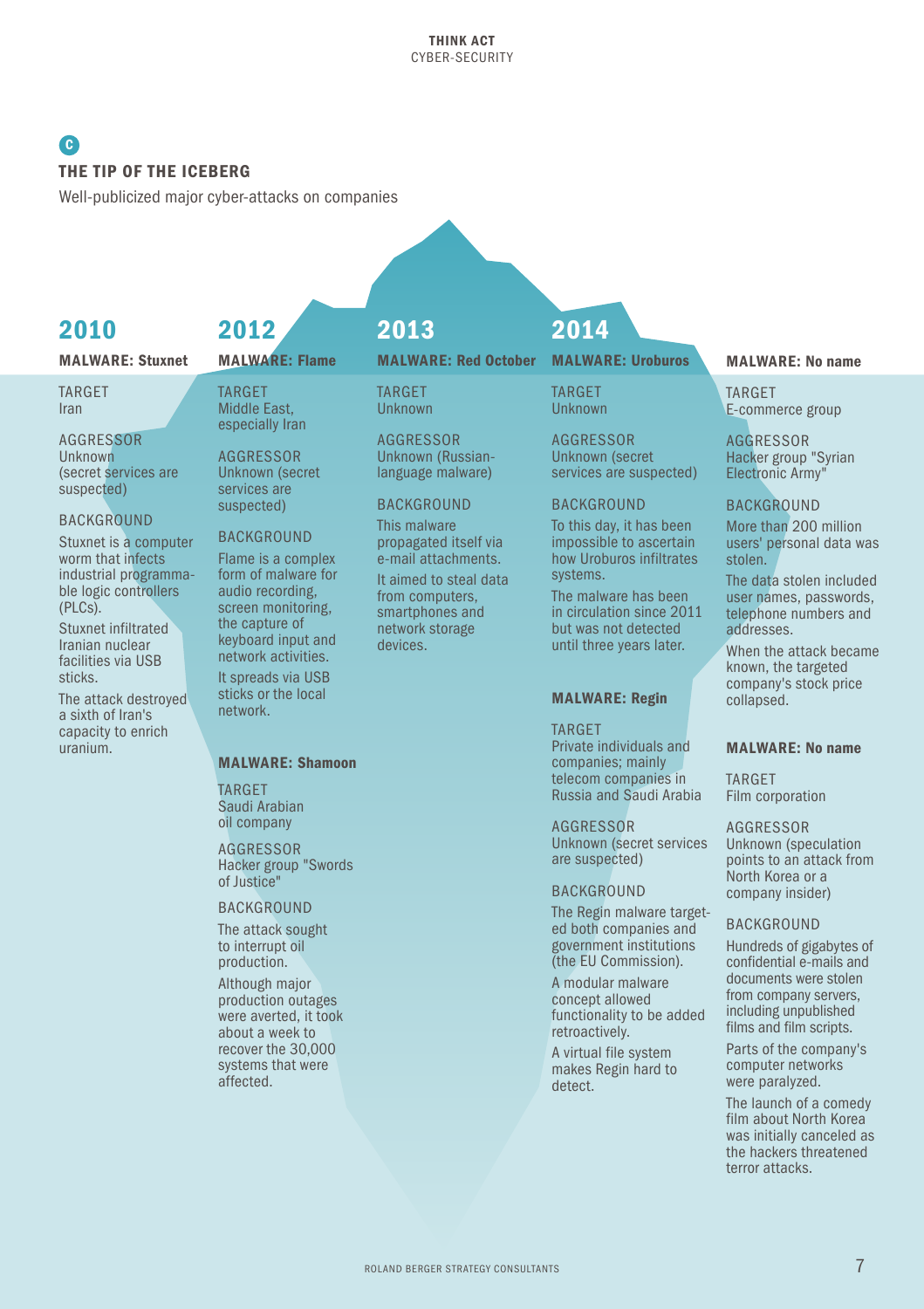## C THE TIP OF THE ICEBERG

Well-publicized major cyber-attacks on companies

### 2010

#### MALWARE: Stuxnet

TARGET
Iran

AGGRESSOR
Unknown (secret services are suspected)

BACKGROUND
Stuxnet is a computer worm that infects industrial programmable logic controllers (PLCs).

Stuxnet infiltrated Iranian nuclear facilities via USB sticks.

The attack destroyed a sixth of Iran's capacity to enrich uranium.

### 2012

#### MALWARE: Flame

TARGET
Middle East, especially Iran

AGGRESSOR
Unknown (secret services are suspected)

BACKGROUND
Flame is a complex form of malware for audio recording, screen monitoring, the capture of keyboard input and network activities.

It spreads via USB sticks or the local network.

#### MALWARE: Shamoon

TARGET
Saudi Arabian oil company

AGGRESSOR
Hacker group "Swords of Justice"

BACKGROUND
The attack sought to interrupt oil production.

Although major production outages were averted, it took about a week to recover the 30,000 systems that were affected.

### 2013

#### MALWARE: Red October

TARGET
Unknown

AGGRESSOR
Unknown (Russian-language malware)

BACKGROUND
This malware propagated itself via e-mail attachments.

It aimed to steal data from computers, smartphones and network storage devices.

### 2014

#### MALWARE: Uroburos

TARGET
Unknown

AGGRESSOR
Unknown (secret services are suspected)

BACKGROUND
To this day, it has been impossible to ascertain how Uroburos infiltrates systems.

The malware has been in circulation since 2011 but was not detected until three years later.

#### MALWARE: Regin

TARGET
Private individuals and companies; mainly telecom companies in Russia and Saudi Arabia

AGGRESSOR
Unknown (secret services are suspected)

BACKGROUND
The Regin malware targeted both companies and government institutions (the EU Commission).

A modular malware concept allowed functionality to be added retroactively.

A virtual file system makes Regin hard to detect.

#### MALWARE: No name

TARGET
E-commerce group

AGGRESSOR
Hacker group "Syrian Electronic Army"

BACKGROUND
More than 200 million users' personal data was stolen.

The data stolen included user names, passwords, telephone numbers and addresses.

When the attack became known, the targeted company's stock price collapsed.

#### MALWARE: No name

TARGET
Film corporation

AGGRESSOR
Unknown (speculation points to an attack from North Korea or a company insider)

BACKGROUND
Hundreds of gigabytes of confidential e-mails and documents were stolen from company servers, including unpublished films and film scripts.

Parts of the company's computer networks were paralyzed.

The launch of a comedy film about North Korea was initially canceled as the hackers threatened terror attacks.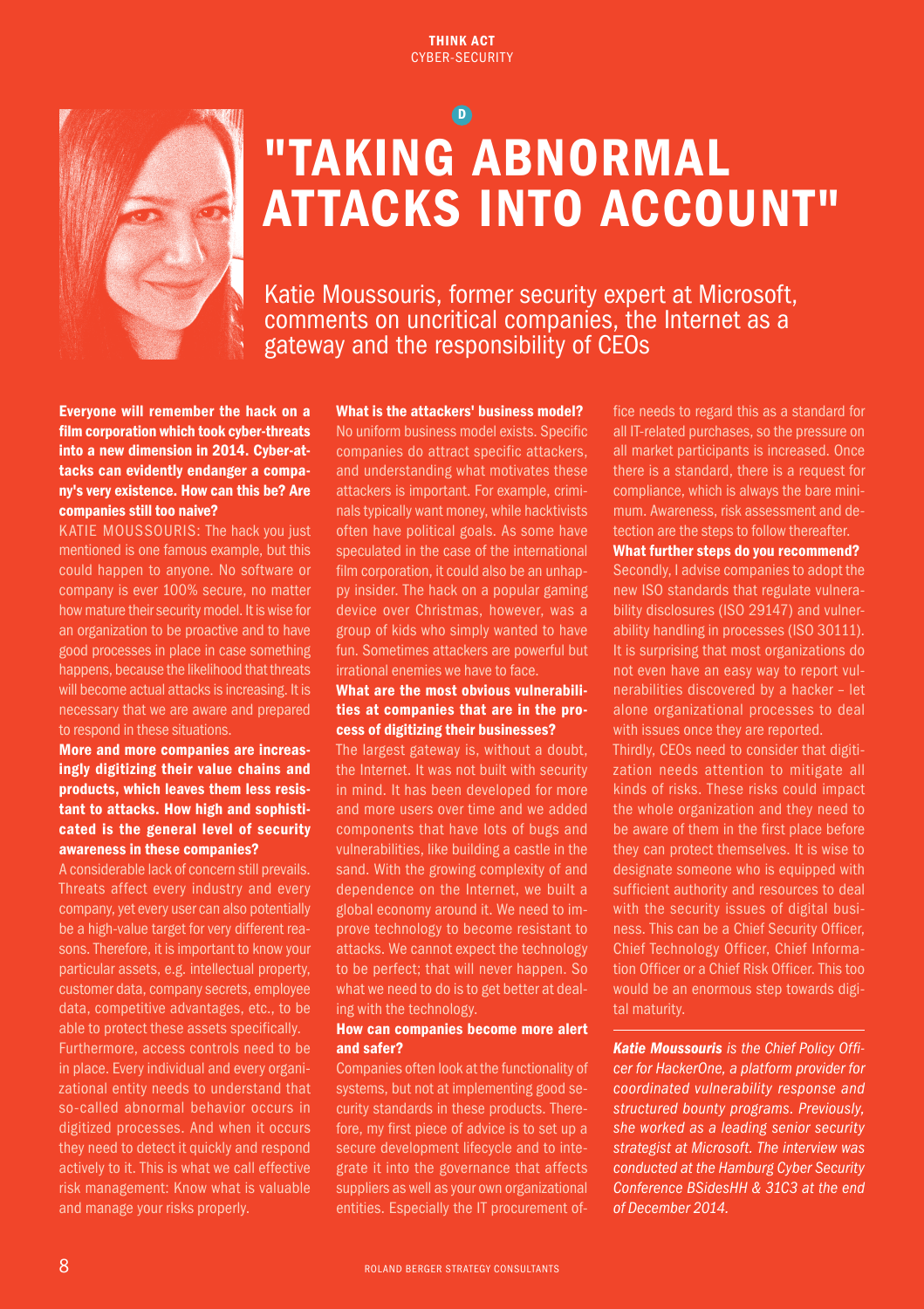D

# "TAKING ABNORMAL ATTACKS INTO ACCOUNT"

Katie Moussouris, former security expert at Microsoft, comments on uncritical companies, the Internet as a gateway and the responsibility of CEOs

**Everyone will remember the hack on a film corporation which took cyber-threats into a new dimension in 2014. Cyber-attacks can evidently endanger a company's very existence. How can this be? Are companies still too naive?**

KATIE MOUSSOURIS: The hack you just mentioned is one famous example, but this could happen to anyone. No software or company is ever 100% secure, no matter how mature their security model. It is wise for an organization to be proactive and to have good processes in place in case something happens, because the likelihood that threats will become actual attacks is increasing. It is necessary that we are aware and prepared to respond in these situations.

**More and more companies are increasingly digitizing their value chains and products, which leaves them less resistant to attacks. How high and sophisticated is the general level of security awareness in these companies?**

A considerable lack of concern still prevails. Threats affect every industry and every company, yet every user can also potentially be a high-value target for very different reasons. Therefore, it is important to know your particular assets, e.g. intellectual property, customer data, company secrets, employee data, competitive advantages, etc., to be able to protect these assets specifically. Furthermore, access controls need to be in place. Every individual and every organizational entity needs to understand that so-called abnormal behavior occurs in digitized processes. And when it occurs they need to detect it quickly and respond actively to it. This is what we call effective risk management: Know what is valuable and manage your risks properly.

**What is the attackers' business model?**

No uniform business model exists. Specific companies do attract specific attackers, and understanding what motivates these attackers is important. For example, criminals typically want money, while hacktivists often have political goals. As some have speculated in the case of the international film corporation, it could also be an unhappy insider. The hack on a popular gaming device over Christmas, however, was a group of kids who simply wanted to have fun. Sometimes attackers are powerful but irrational enemies we have to face.

**What are the most obvious vulnerabilities at companies that are in the process of digitizing their businesses?**

The largest gateway is, without a doubt, the Internet. It was not built with security in mind. It has been developed for more and more users over time and we added components that have lots of bugs and vulnerabilities, like building a castle in the sand. With the growing complexity of and dependence on the Internet, we built a global economy around it. We need to improve technology to become resistant to attacks. We cannot expect the technology to be perfect; that will never happen. So what we need to do is to get better at dealing with the technology.

**How can companies become more alert and safer?**

Companies often look at the functionality of systems, but not at implementing good security standards in these products. Therefore, my first piece of advice is to set up a secure development lifecycle and to integrate it into the governance that affects suppliers as well as your own organizational entities. Especially the IT procurement office needs to regard this as a standard for all IT-related purchases, so the pressure on all market participants is increased. Once there is a standard, there is a request for compliance, which is always the bare minimum. Awareness, risk assessment and detection are the steps to follow thereafter.

**What further steps do you recommend?**

Secondly, I advise companies to adopt the new ISO standards that regulate vulnerability disclosures (ISO 29147) and vulnerability handling in processes (ISO 30111). It is surprising that most organizations do not even have an easy way to report vulnerabilities discovered by a hacker – let alone organizational processes to deal with issues once they are reported.

Thirdly, CEOs need to consider that digitization needs attention to mitigate all kinds of risks. These risks could impact the whole organization and they need to be aware of them in the first place before they can protect themselves. It is wise to designate someone who is equipped with sufficient authority and resources to deal with the security issues of digital business. This can be a Chief Security Officer, Chief Technology Officer, Chief Information Officer or a Chief Risk Officer. This too would be an enormous step towards digital maturity.

***Katie Moussouris** is the Chief Policy Officer for HackerOne, a platform provider for coordinated vulnerability response and structured bounty programs. Previously, she worked as a leading senior security strategist at Microsoft. The interview was conducted at the Hamburg Cyber Security Conference BSidesHH & 31C3 at the end of December 2014.*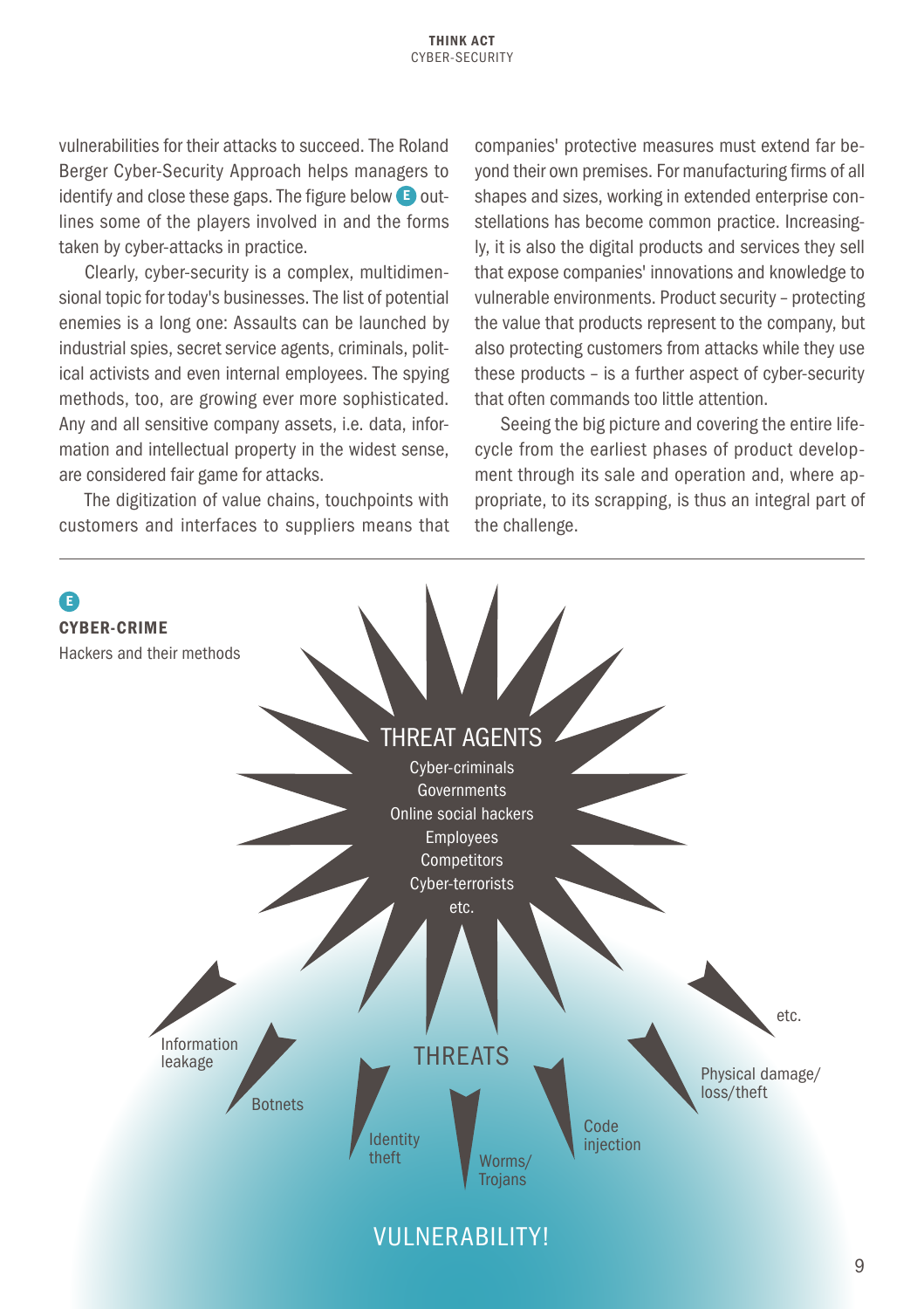vulnerabilities for their attacks to succeed. The Roland Berger Cyber-Security Approach helps managers to identify and close these gaps. The figure below E outlines some of the players involved in and the forms taken by cyber-attacks in practice.

Clearly, cyber-security is a complex, multidimensional topic for today's businesses. The list of potential enemies is a long one: Assaults can be launched by industrial spies, secret service agents, criminals, political activists and even internal employees. The spying methods, too, are growing ever more sophisticated. Any and all sensitive company assets, i.e. data, information and intellectual property in the widest sense, are considered fair game for attacks.

The digitization of value chains, touchpoints with customers and interfaces to suppliers means that companies' protective measures must extend far beyond their own premises. For manufacturing firms of all shapes and sizes, working in extended enterprise constellations has become common practice. Increasingly, it is also the digital products and services they sell that expose companies' innovations and knowledge to vulnerable environments. Product security – protecting the value that products represent to the company, but also protecting customers from attacks while they use these products – is a further aspect of cyber-security that often commands too little attention.

Seeing the big picture and covering the entire lifecycle from the earliest phases of product development through its sale and operation and, where appropriate, to its scrapping, is thus an integral part of the challenge.

**E**

**CYBER-CRIME**

Hackers and their methods

THREAT AGENTS
Cyber-criminals
Governments
Online social hackers
Employees
Competitors
Cyber-terrorists
etc.

THREATS
Information leakage
Botnets
Identity theft
Worms/ Trojans
Code injection
Physical damage/ loss/theft
etc.

VULNERABILITY!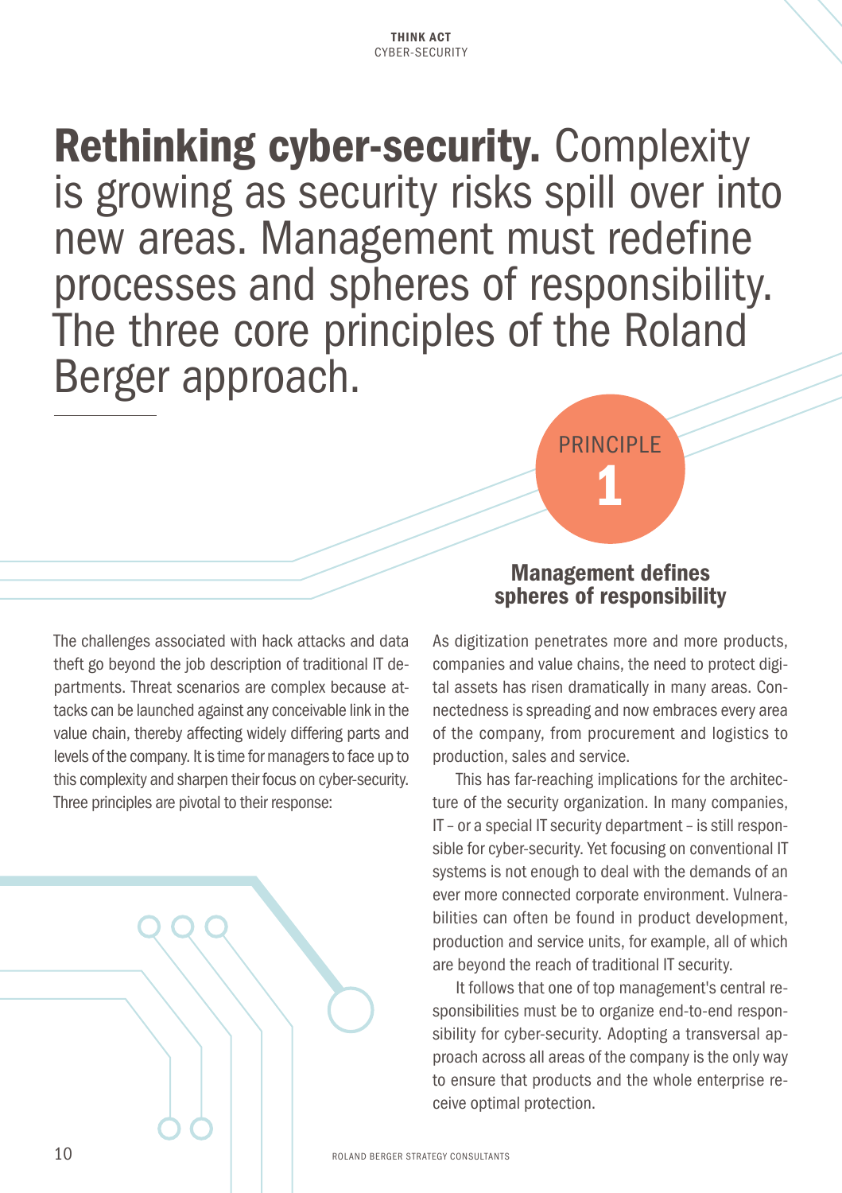# **Rethinking cyber-security.** Complexity is growing as security risks spill over into new areas. Management must redefine processes and spheres of responsibility. The three core principles of the Roland Berger approach.

The challenges associated with hack attacks and data theft go beyond the job description of traditional IT departments. Threat scenarios are complex because attacks can be launched against any conceivable link in the value chain, thereby affecting widely differing parts and levels of the company. It is time for managers to face up to this complexity and sharpen their focus on cyber-security. Three principles are pivotal to their response:

## PRINCIPLE 1

### Management defines spheres of responsibility

As digitization penetrates more and more products, companies and value chains, the need to protect digital assets has risen dramatically in many areas. Connectedness is spreading and now embraces every area of the company, from procurement and logistics to production, sales and service.

This has far-reaching implications for the architecture of the security organization. In many companies, IT – or a special IT security department – is still responsible for cyber-security. Yet focusing on conventional IT systems is not enough to deal with the demands of an ever more connected corporate environment. Vulnerabilities can often be found in product development, production and service units, for example, all of which are beyond the reach of traditional IT security.

It follows that one of top management's central responsibilities must be to organize end-to-end responsibility for cyber-security. Adopting a transversal approach across all areas of the company is the only way to ensure that products and the whole enterprise receive optimal protection.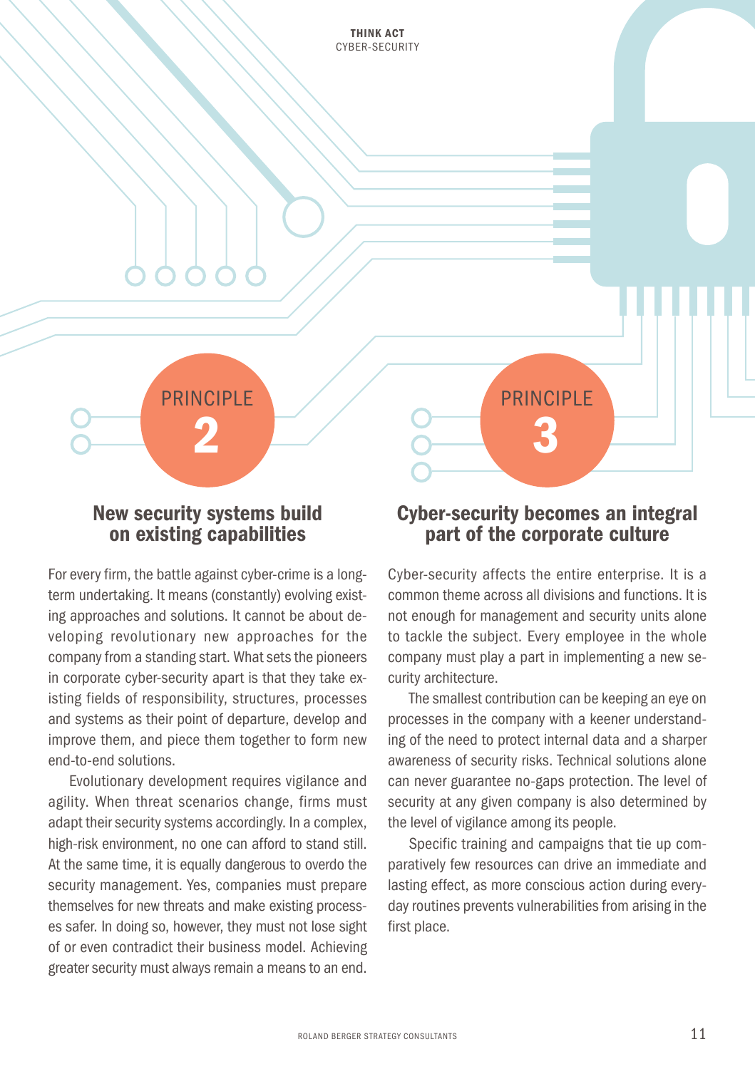## PRINCIPLE 2

### New security systems build on existing capabilities

For every firm, the battle against cyber-crime is a long-term undertaking. It means (constantly) evolving existing approaches and solutions. It cannot be about developing revolutionary new approaches for the company from a standing start. What sets the pioneers in corporate cyber-security apart is that they take existing fields of responsibility, structures, processes and systems as their point of departure, develop and improve them, and piece them together to form new end-to-end solutions.

Evolutionary development requires vigilance and agility. When threat scenarios change, firms must adapt their security systems accordingly. In a complex, high-risk environment, no one can afford to stand still. At the same time, it is equally dangerous to overdo the security management. Yes, companies must prepare themselves for new threats and make existing processes safer. In doing so, however, they must not lose sight of or even contradict their business model. Achieving greater security must always remain a means to an end.

## PRINCIPLE 3

### Cyber-security becomes an integral part of the corporate culture

Cyber-security affects the entire enterprise. It is a common theme across all divisions and functions. It is not enough for management and security units alone to tackle the subject. Every employee in the whole company must play a part in implementing a new security architecture.

The smallest contribution can be keeping an eye on processes in the company with a keener understanding of the need to protect internal data and a sharper awareness of security risks. Technical solutions alone can never guarantee no-gaps protection. The level of security at any given company is also determined by the level of vigilance among its people.

Specific training and campaigns that tie up comparatively few resources can drive an immediate and lasting effect, as more conscious action during everyday routines prevents vulnerabilities from arising in the first place.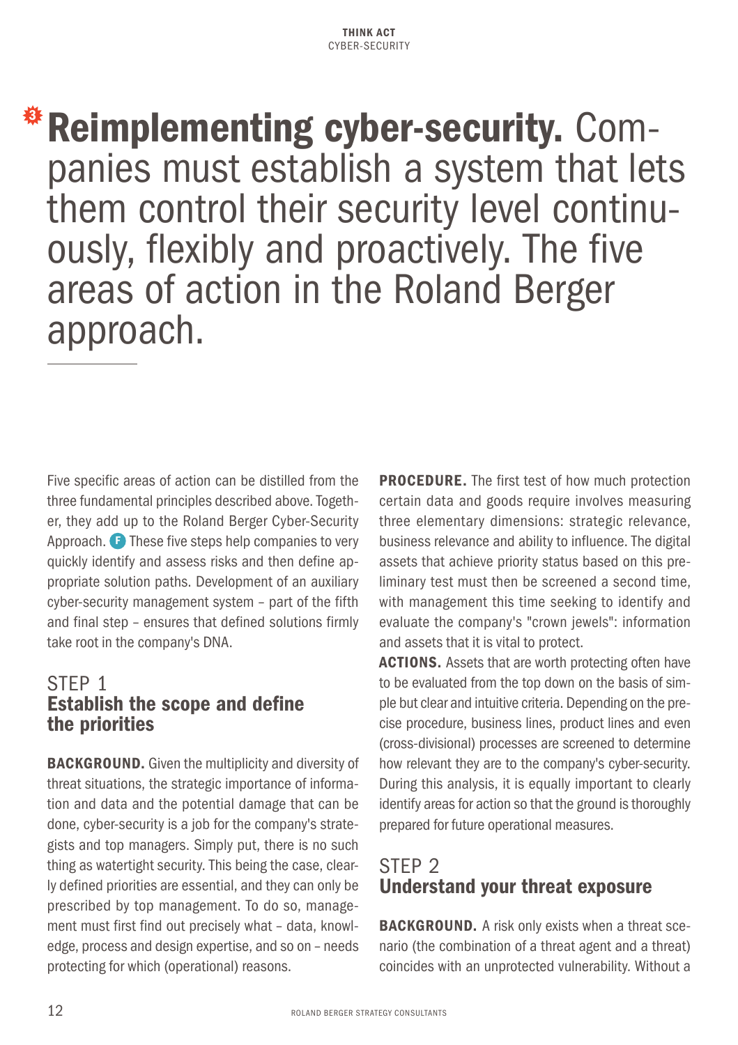# 3 **Reimplementing cyber-security.** Companies must establish a system that lets them control their security level continuously, flexibly and proactively. The five areas of action in the Roland Berger approach.

Five specific areas of action can be distilled from the three fundamental principles described above. Together, they add up to the Roland Berger Cyber-Security Approach. F These five steps help companies to very quickly identify and assess risks and then define appropriate solution paths. Development of an auxiliary cyber-security management system – part of the fifth and final step – ensures that defined solutions firmly take root in the company's DNA.

## STEP 1 **Establish the scope and define the priorities**

**BACKGROUND.** Given the multiplicity and diversity of threat situations, the strategic importance of information and data and the potential damage that can be done, cyber-security is a job for the company's strategists and top managers. Simply put, there is no such thing as watertight security. This being the case, clearly defined priorities are essential, and they can only be prescribed by top management. To do so, management must first find out precisely what – data, knowledge, process and design expertise, and so on – needs protecting for which (operational) reasons.

**PROCEDURE.** The first test of how much protection certain data and goods require involves measuring three elementary dimensions: strategic relevance, business relevance and ability to influence. The digital assets that achieve priority status based on this preliminary test must then be screened a second time, with management this time seeking to identify and evaluate the company's "crown jewels": information and assets that it is vital to protect.

**ACTIONS.** Assets that are worth protecting often have to be evaluated from the top down on the basis of simple but clear and intuitive criteria. Depending on the precise procedure, business lines, product lines and even (cross-divisional) processes are screened to determine how relevant they are to the company's cyber-security. During this analysis, it is equally important to clearly identify areas for action so that the ground is thoroughly prepared for future operational measures.

## STEP 2 **Understand your threat exposure**

**BACKGROUND.** A risk only exists when a threat scenario (the combination of a threat agent and a threat) coincides with an unprotected vulnerability. Without a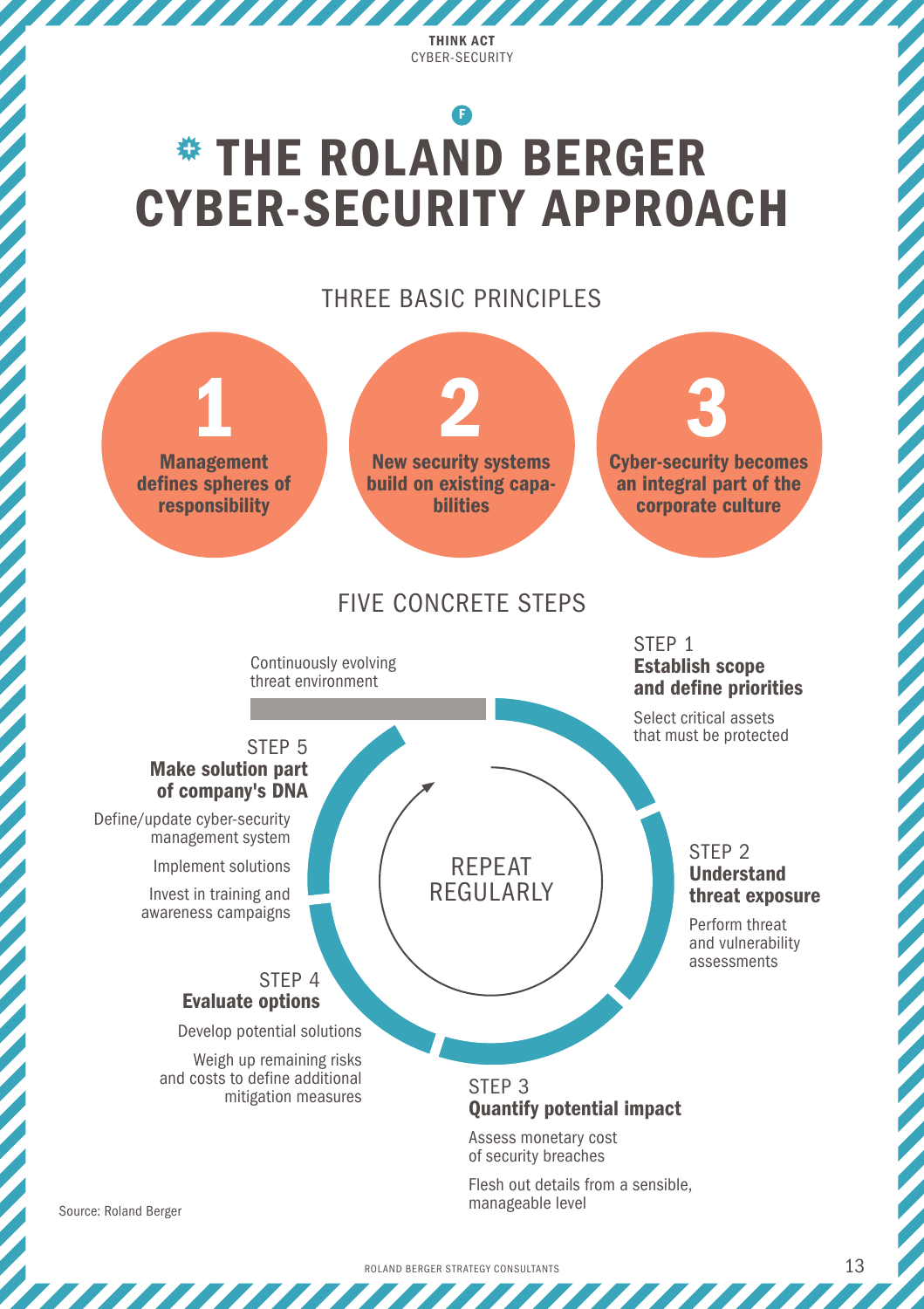# THE ROLAND BERGER CYBER-SECURITY APPROACH

## THREE BASIC PRINCIPLES

**1** **Management defines spheres of responsibility**

**2** **New security systems build on existing capabilities**

**3** **Cyber-security becomes an integral part of the corporate culture**

## FIVE CONCRETE STEPS

Continuously evolving threat environment

REPEAT REGULARLY

STEP 1
**Establish scope and define priorities**

Select critical assets that must be protected

STEP 2
**Understand threat exposure**

Perform threat and vulnerability assessments

STEP 3
**Quantify potential impact**

Assess monetary cost of security breaches

Flesh out details from a sensible, manageable level

STEP 4
**Evaluate options**

Develop potential solutions

Weigh up remaining risks and costs to define additional mitigation measures

STEP 5
**Make solution part of company's DNA**

Define/update cyber-security management system

Implement solutions

Invest in training and awareness campaigns

Source: Roland Berger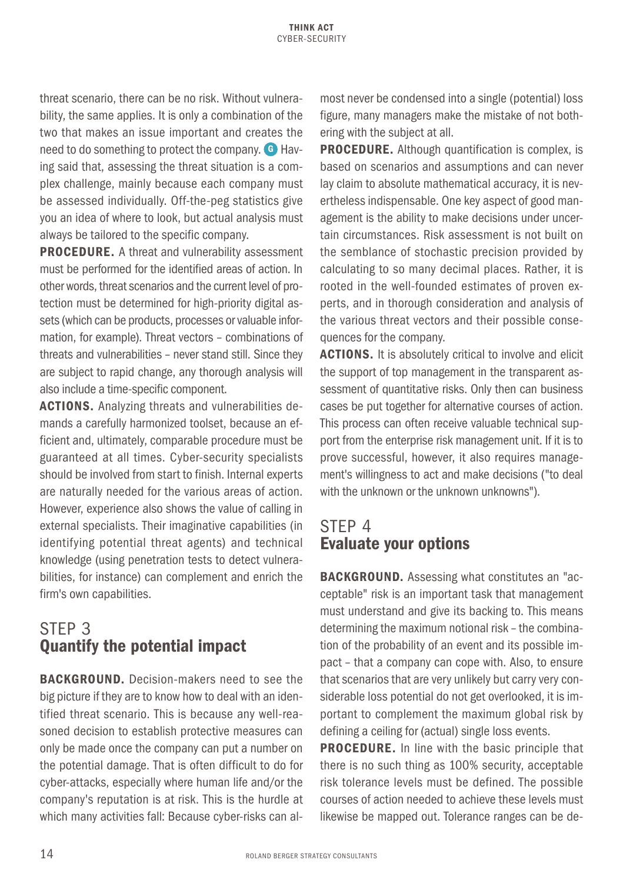threat scenario, there can be no risk. Without vulnerability, the same applies. It is only a combination of the two that makes an issue important and creates the need to do something to protect the company. G Having said that, assessing the threat situation is a complex challenge, mainly because each company must be assessed individually. Off-the-peg statistics give you an idea of where to look, but actual analysis must always be tailored to the specific company.

**PROCEDURE.** A threat and vulnerability assessment must be performed for the identified areas of action. In other words, threat scenarios and the current level of protection must be determined for high-priority digital assets (which can be products, processes or valuable information, for example). Threat vectors – combinations of threats and vulnerabilities – never stand still. Since they are subject to rapid change, any thorough analysis will also include a time-specific component.

**ACTIONS.** Analyzing threats and vulnerabilities demands a carefully harmonized toolset, because an efficient and, ultimately, comparable procedure must be guaranteed at all times. Cyber-security specialists should be involved from start to finish. Internal experts are naturally needed for the various areas of action. However, experience also shows the value of calling in external specialists. Their imaginative capabilities (in identifying potential threat agents) and technical knowledge (using penetration tests to detect vulnerabilities, for instance) can complement and enrich the firm's own capabilities.

## STEP 3
## Quantify the potential impact

**BACKGROUND.** Decision-makers need to see the big picture if they are to know how to deal with an identified threat scenario. This is because any well-reasoned decision to establish protective measures can only be made once the company can put a number on the potential damage. That is often difficult to do for cyber-attacks, especially where human life and/or the company's reputation is at risk. This is the hurdle at which many activities fall: Because cyber-risks can almost never be condensed into a single (potential) loss figure, many managers make the mistake of not bothering with the subject at all.

**PROCEDURE.** Although quantification is complex, is based on scenarios and assumptions and can never lay claim to absolute mathematical accuracy, it is nevertheless indispensable. One key aspect of good management is the ability to make decisions under uncertain circumstances. Risk assessment is not built on the semblance of stochastic precision provided by calculating to so many decimal places. Rather, it is rooted in the well-founded estimates of proven experts, and in thorough consideration and analysis of the various threat vectors and their possible consequences for the company.

**ACTIONS.** It is absolutely critical to involve and elicit the support of top management in the transparent assessment of quantitative risks. Only then can business cases be put together for alternative courses of action. This process can often receive valuable technical support from the enterprise risk management unit. If it is to prove successful, however, it also requires management's willingness to act and make decisions ("to deal with the unknown or the unknown unknowns").

## STEP 4
## Evaluate your options

**BACKGROUND.** Assessing what constitutes an "acceptable" risk is an important task that management must understand and give its backing to. This means determining the maximum notional risk – the combination of the probability of an event and its possible impact – that a company can cope with. Also, to ensure that scenarios that are very unlikely but carry very considerable loss potential do not get overlooked, it is important to complement the maximum global risk by defining a ceiling for (actual) single loss events.

**PROCEDURE.** In line with the basic principle that there is no such thing as 100% security, acceptable risk tolerance levels must be defined. The possible courses of action needed to achieve these levels must likewise be mapped out. Tolerance ranges can be de-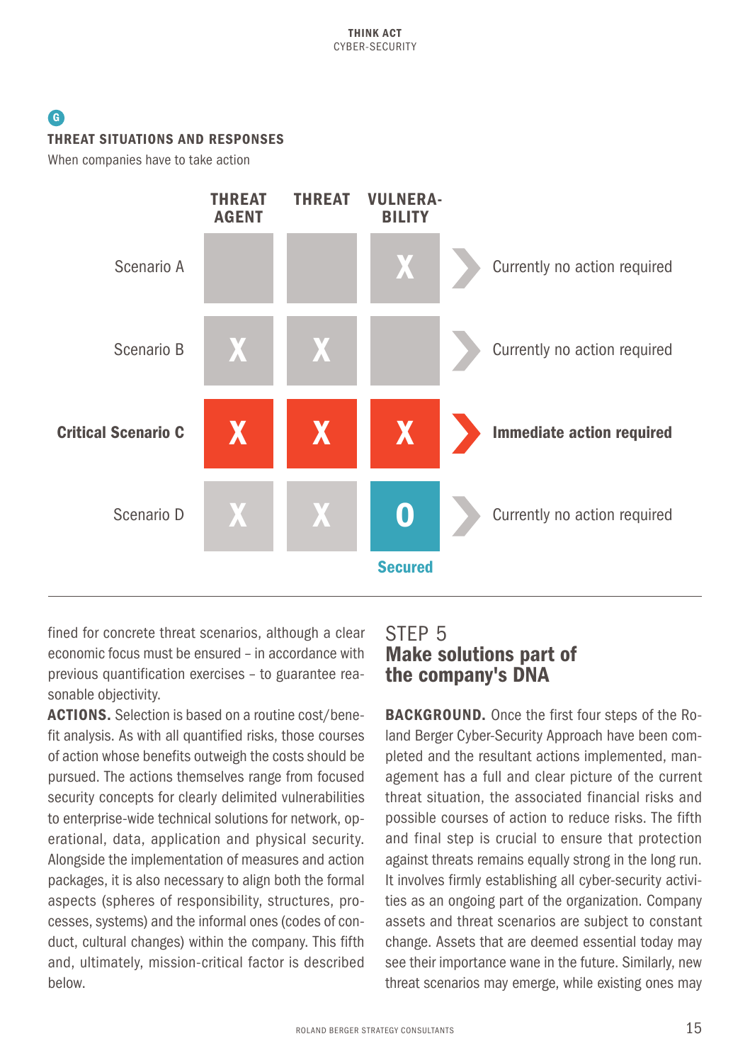G

**THREAT SITUATIONS AND RESPONSES**

When companies have to take action

| | THREAT AGENT | THREAT | VULNERABILITY | |
|---|---|---|---|---|
| Scenario A | | | X | Currently no action required |
| Scenario B | X | X | | Currently no action required |
| **Critical Scenario C** | X | X | X | **Immediate action required** |
| Scenario D | X | X | 0 (Secured) | Currently no action required |

fined for concrete threat scenarios, although a clear economic focus must be ensured – in accordance with previous quantification exercises – to guarantee reasonable objectivity.

**ACTIONS.** Selection is based on a routine cost/benefit analysis. As with all quantified risks, those courses of action whose benefits outweigh the costs should be pursued. The actions themselves range from focused security concepts for clearly delimited vulnerabilities to enterprise-wide technical solutions for network, operational, data, application and physical security. Alongside the implementation of measures and action packages, it is also necessary to align both the formal aspects (spheres of responsibility, structures, processes, systems) and the informal ones (codes of conduct, cultural changes) within the company. This fifth and, ultimately, mission-critical factor is described below.

## STEP 5
## Make solutions part of the company's DNA

**BACKGROUND.** Once the first four steps of the Roland Berger Cyber-Security Approach have been completed and the resultant actions implemented, management has a full and clear picture of the current threat situation, the associated financial risks and possible courses of action to reduce risks. The fifth and final step is crucial to ensure that protection against threats remains equally strong in the long run. It involves firmly establishing all cyber-security activities as an ongoing part of the organization. Company assets and threat scenarios are subject to constant change. Assets that are deemed essential today may see their importance wane in the future. Similarly, new threat scenarios may emerge, while existing ones may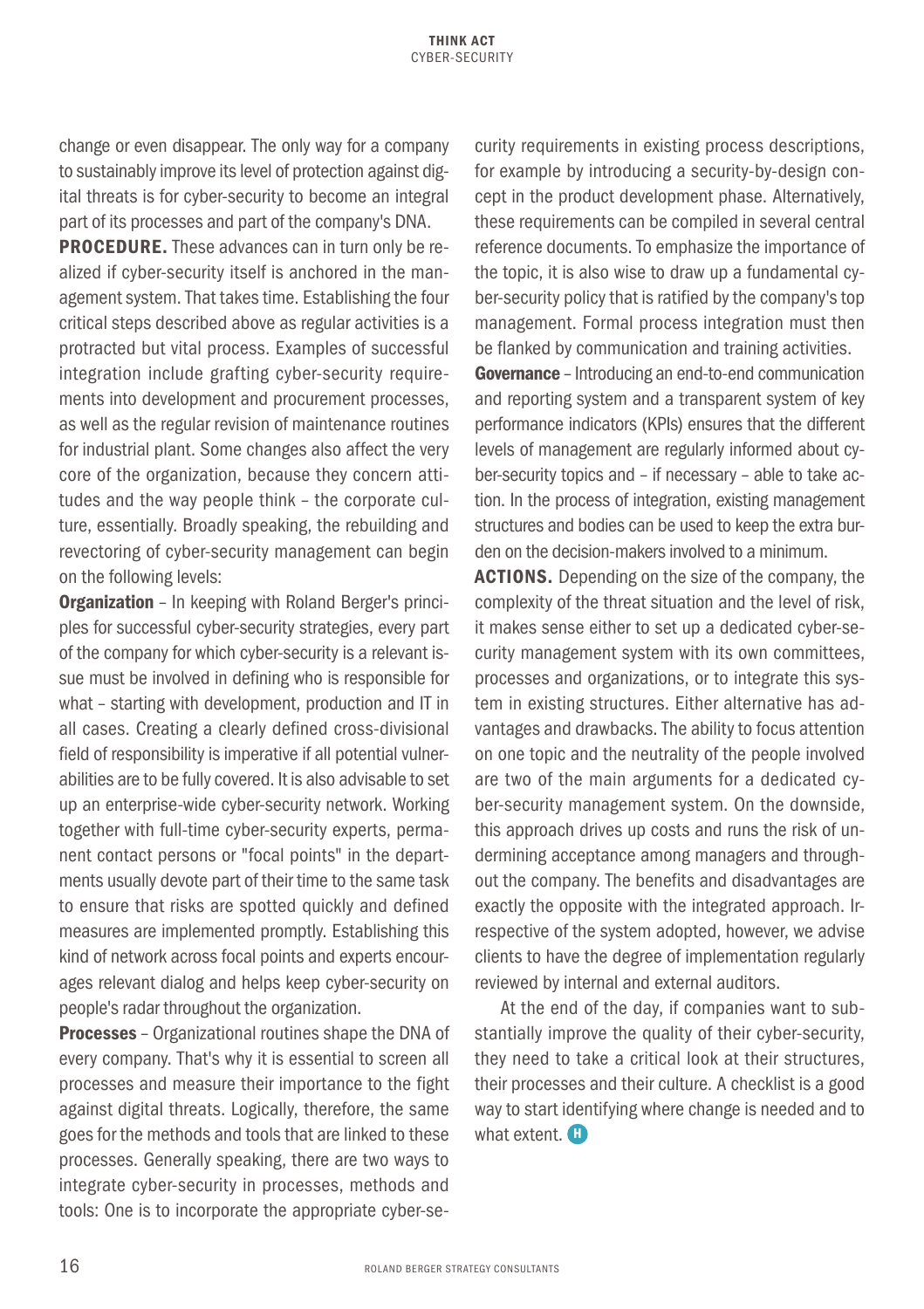change or even disappear. The only way for a company to sustainably improve its level of protection against digital threats is for cyber-security to become an integral part of its processes and part of the company's DNA.

**PROCEDURE.** These advances can in turn only be realized if cyber-security itself is anchored in the management system. That takes time. Establishing the four critical steps described above as regular activities is a protracted but vital process. Examples of successful integration include grafting cyber-security requirements into development and procurement processes, as well as the regular revision of maintenance routines for industrial plant. Some changes also affect the very core of the organization, because they concern attitudes and the way people think – the corporate culture, essentially. Broadly speaking, the rebuilding and revectoring of cyber-security management can begin on the following levels:

**Organization** – In keeping with Roland Berger's principles for successful cyber-security strategies, every part of the company for which cyber-security is a relevant issue must be involved in defining who is responsible for what – starting with development, production and IT in all cases. Creating a clearly defined cross-divisional field of responsibility is imperative if all potential vulnerabilities are to be fully covered. It is also advisable to set up an enterprise-wide cyber-security network. Working together with full-time cyber-security experts, permanent contact persons or "focal points" in the departments usually devote part of their time to the same task to ensure that risks are spotted quickly and defined measures are implemented promptly. Establishing this kind of network across focal points and experts encourages relevant dialog and helps keep cyber-security on people's radar throughout the organization.

**Processes** – Organizational routines shape the DNA of every company. That's why it is essential to screen all processes and measure their importance to the fight against digital threats. Logically, therefore, the same goes for the methods and tools that are linked to these processes. Generally speaking, there are two ways to integrate cyber-security in processes, methods and tools: One is to incorporate the appropriate cyber-security requirements in existing process descriptions, for example by introducing a security-by-design concept in the product development phase. Alternatively, these requirements can be compiled in several central reference documents. To emphasize the importance of the topic, it is also wise to draw up a fundamental cyber-security policy that is ratified by the company's top management. Formal process integration must then be flanked by communication and training activities.

**Governance** – Introducing an end-to-end communication and reporting system and a transparent system of key performance indicators (KPIs) ensures that the different levels of management are regularly informed about cyber-security topics and – if necessary – able to take action. In the process of integration, existing management structures and bodies can be used to keep the extra burden on the decision-makers involved to a minimum.

**ACTIONS.** Depending on the size of the company, the complexity of the threat situation and the level of risk, it makes sense either to set up a dedicated cyber-security management system with its own committees, processes and organizations, or to integrate this system in existing structures. Either alternative has advantages and drawbacks. The ability to focus attention on one topic and the neutrality of the people involved are two of the main arguments for a dedicated cyber-security management system. On the downside, this approach drives up costs and runs the risk of undermining acceptance among managers and throughout the company. The benefits and disadvantages are exactly the opposite with the integrated approach. Irrespective of the system adopted, however, we advise clients to have the degree of implementation regularly reviewed by internal and external auditors.

At the end of the day, if companies want to substantially improve the quality of their cyber-security, they need to take a critical look at their structures, their processes and their culture. A checklist is a good way to start identifying where change is needed and to what extent.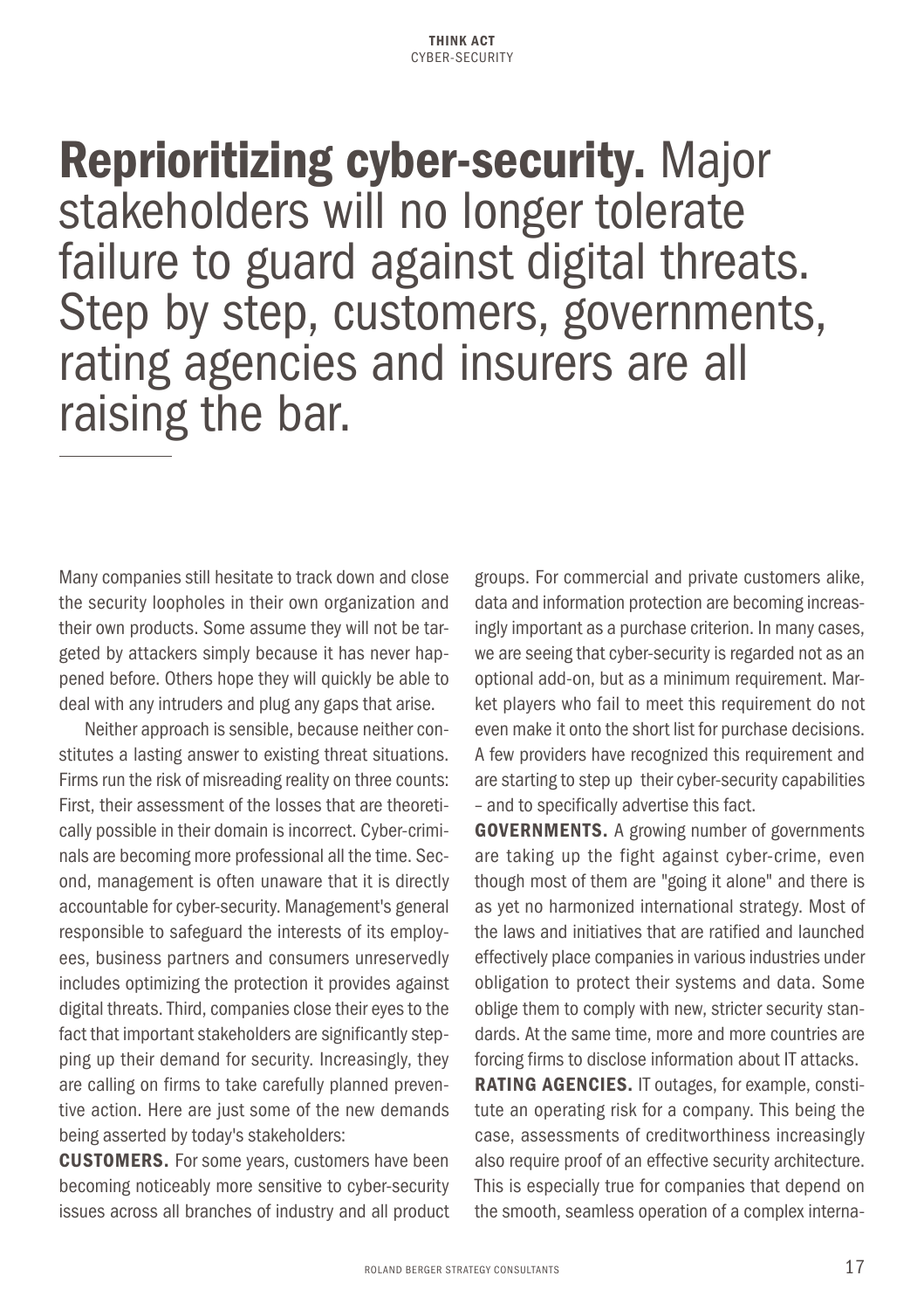# **Reprioritizing cyber-security.** Major stakeholders will no longer tolerate failure to guard against digital threats. Step by step, customers, governments, rating agencies and insurers are all raising the bar.

Many companies still hesitate to track down and close the security loopholes in their own organization and their own products. Some assume they will not be targeted by attackers simply because it has never happened before. Others hope they will quickly be able to deal with any intruders and plug any gaps that arise.

Neither approach is sensible, because neither constitutes a lasting answer to existing threat situations. Firms run the risk of misreading reality on three counts: First, their assessment of the losses that are theoretically possible in their domain is incorrect. Cyber-criminals are becoming more professional all the time. Second, management is often unaware that it is directly accountable for cyber-security. Management's general responsible to safeguard the interests of its employees, business partners and consumers unreservedly includes optimizing the protection it provides against digital threats. Third, companies close their eyes to the fact that important stakeholders are significantly stepping up their demand for security. Increasingly, they are calling on firms to take carefully planned preventive action. Here are just some of the new demands being asserted by today's stakeholders:

**CUSTOMERS.** For some years, customers have been becoming noticeably more sensitive to cyber-security issues across all branches of industry and all product groups. For commercial and private customers alike, data and information protection are becoming increasingly important as a purchase criterion. In many cases, we are seeing that cyber-security is regarded not as an optional add-on, but as a minimum requirement. Market players who fail to meet this requirement do not even make it onto the short list for purchase decisions. A few providers have recognized this requirement and are starting to step up their cyber-security capabilities – and to specifically advertise this fact.

**GOVERNMENTS.** A growing number of governments are taking up the fight against cyber-crime, even though most of them are "going it alone" and there is as yet no harmonized international strategy. Most of the laws and initiatives that are ratified and launched effectively place companies in various industries under obligation to protect their systems and data. Some oblige them to comply with new, stricter security standards. At the same time, more and more countries are forcing firms to disclose information about IT attacks.

**RATING AGENCIES.** IT outages, for example, constitute an operating risk for a company. This being the case, assessments of creditworthiness increasingly also require proof of an effective security architecture. This is especially true for companies that depend on the smooth, seamless operation of a complex interna-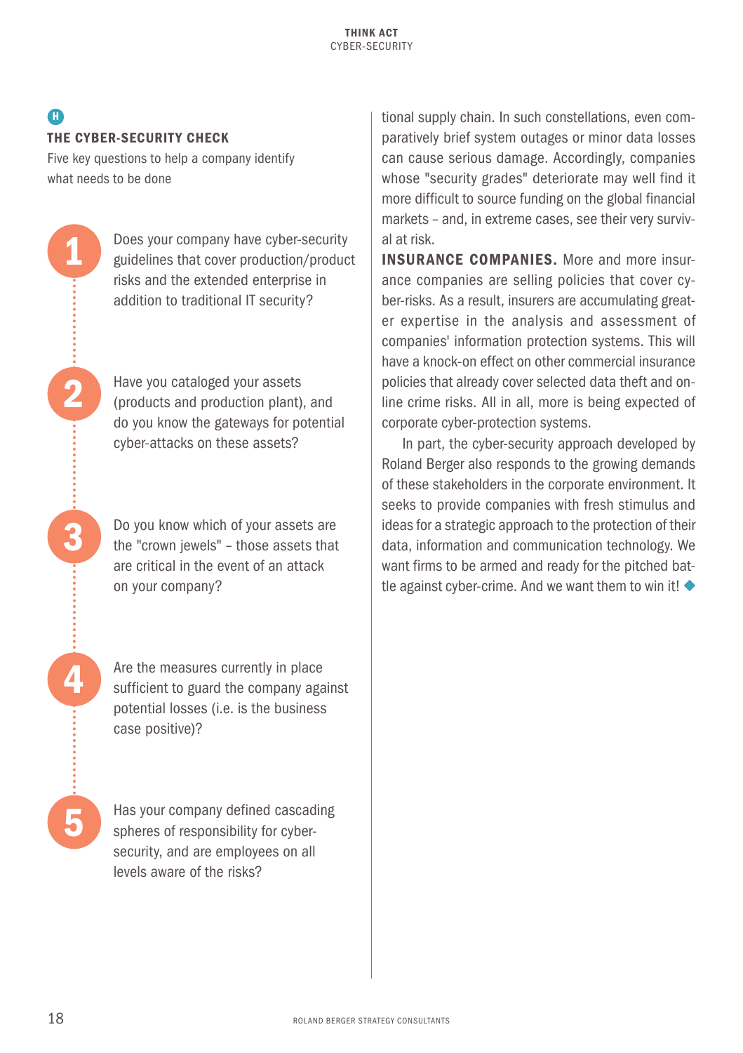H

### THE CYBER-SECURITY CHECK

Five key questions to help a company identify what needs to be done

1. Does your company have cyber-security guidelines that cover production/product risks and the extended enterprise in addition to traditional IT security?

2. Have you cataloged your assets (products and production plant), and do you know the gateways for potential cyber-attacks on these assets?

3. Do you know which of your assets are the "crown jewels" – those assets that are critical in the event of an attack on your company?

4. Are the measures currently in place sufficient to guard the company against potential losses (i.e. is the business case positive)?

5. Has your company defined cascading spheres of responsibility for cyber-security, and are employees on all levels aware of the risks?

tional supply chain. In such constellations, even comparatively brief system outages or minor data losses can cause serious damage. Accordingly, companies whose "security grades" deteriorate may well find it more difficult to source funding on the global financial markets – and, in extreme cases, see their very survival at risk.

**INSURANCE COMPANIES.** More and more insurance companies are selling policies that cover cyber-risks. As a result, insurers are accumulating greater expertise in the analysis and assessment of companies' information protection systems. This will have a knock-on effect on other commercial insurance policies that already cover selected data theft and online crime risks. All in all, more is being expected of corporate cyber-protection systems.

In part, the cyber-security approach developed by Roland Berger also responds to the growing demands of these stakeholders in the corporate environment. It seeks to provide companies with fresh stimulus and ideas for a strategic approach to the protection of their data, information and communication technology. We want firms to be armed and ready for the pitched battle against cyber-crime. And we want them to win it! ◆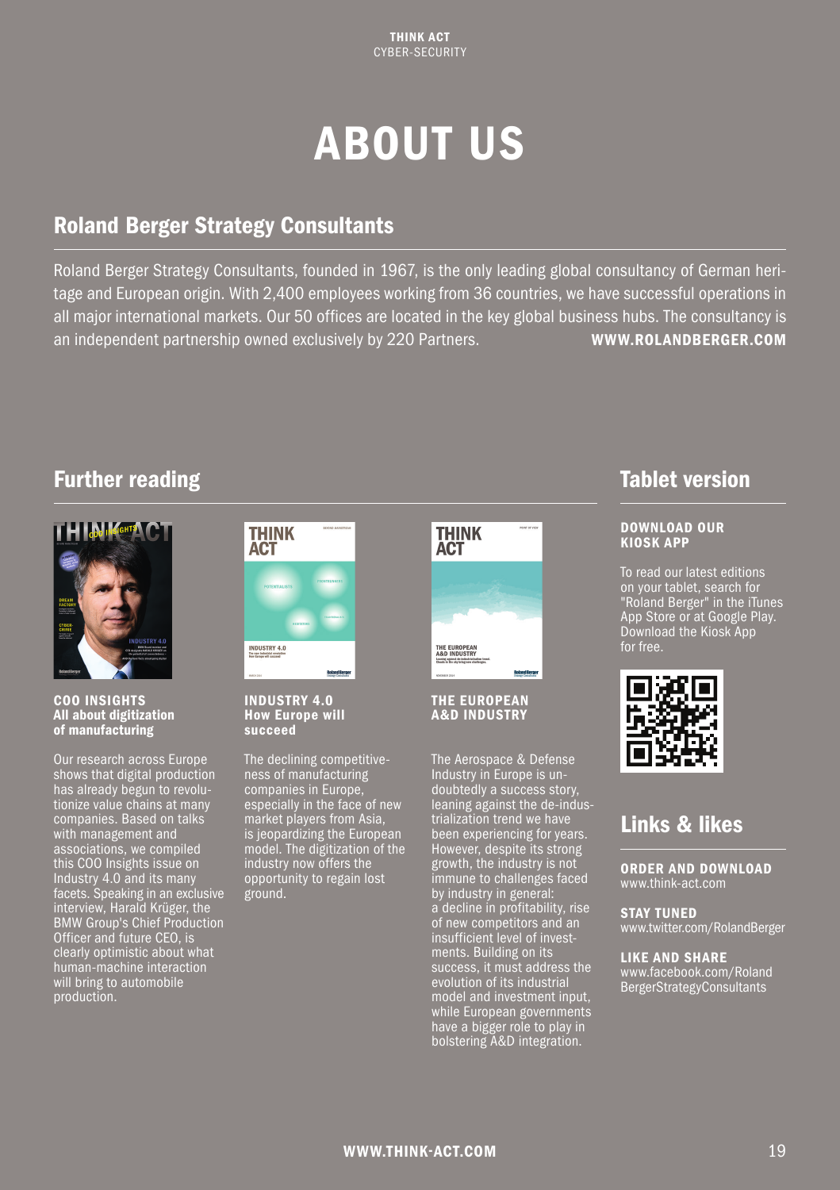# ABOUT US

## Roland Berger Strategy Consultants

Roland Berger Strategy Consultants, founded in 1967, is the only leading global consultancy of German heritage and European origin. With 2,400 employees working from 36 countries, we have successful operations in all major international markets. Our 50 offices are located in the key global business hubs. The consultancy is an independent partnership owned exclusively by 220 Partners. **WWW.ROLANDBERGER.COM**

## Further reading

**COO INSIGHTS**
**All about digitization of manufacturing**

Our research across Europe shows that digital production has already begun to revolutionize value chains at many companies. Based on talks with management and associations, we compiled this COO Insights issue on Industry 4.0 and its many facets. Speaking in an exclusive interview, Harald Krüger, the BMW Group's Chief Production Officer and future CEO, is clearly optimistic about what human-machine interaction will bring to automobile production.

**INDUSTRY 4.0**
**How Europe will succeed**

The declining competitiveness of manufacturing companies in Europe, especially in the face of new market players from Asia, is jeopardizing the European model. The digitization of the industry now offers the opportunity to regain lost ground.

**THE EUROPEAN A&D INDUSTRY**

The Aerospace & Defense Industry in Europe is undoubtedly a success story, leaning against the de-industrialization trend we have been experiencing for years. However, despite its strong growth, the industry is not immune to challenges faced by industry in general: a decline in profitability, rise of new competitors and an insufficient level of investments. Building on its success, it must address the evolution of its industrial model and investment input, while European governments have a bigger role to play in bolstering A&D integration.

## Tablet version

**DOWNLOAD OUR KIOSK APP**

To read our latest editions on your tablet, search for "Roland Berger" in the iTunes App Store or at Google Play. Download the Kiosk App for free.

## Links & likes

**ORDER AND DOWNLOAD**
www.think-act.com

**STAY TUNED**
www.twitter.com/RolandBerger

**LIKE AND SHARE**
www.facebook.com/RolandBergerStrategyConsultants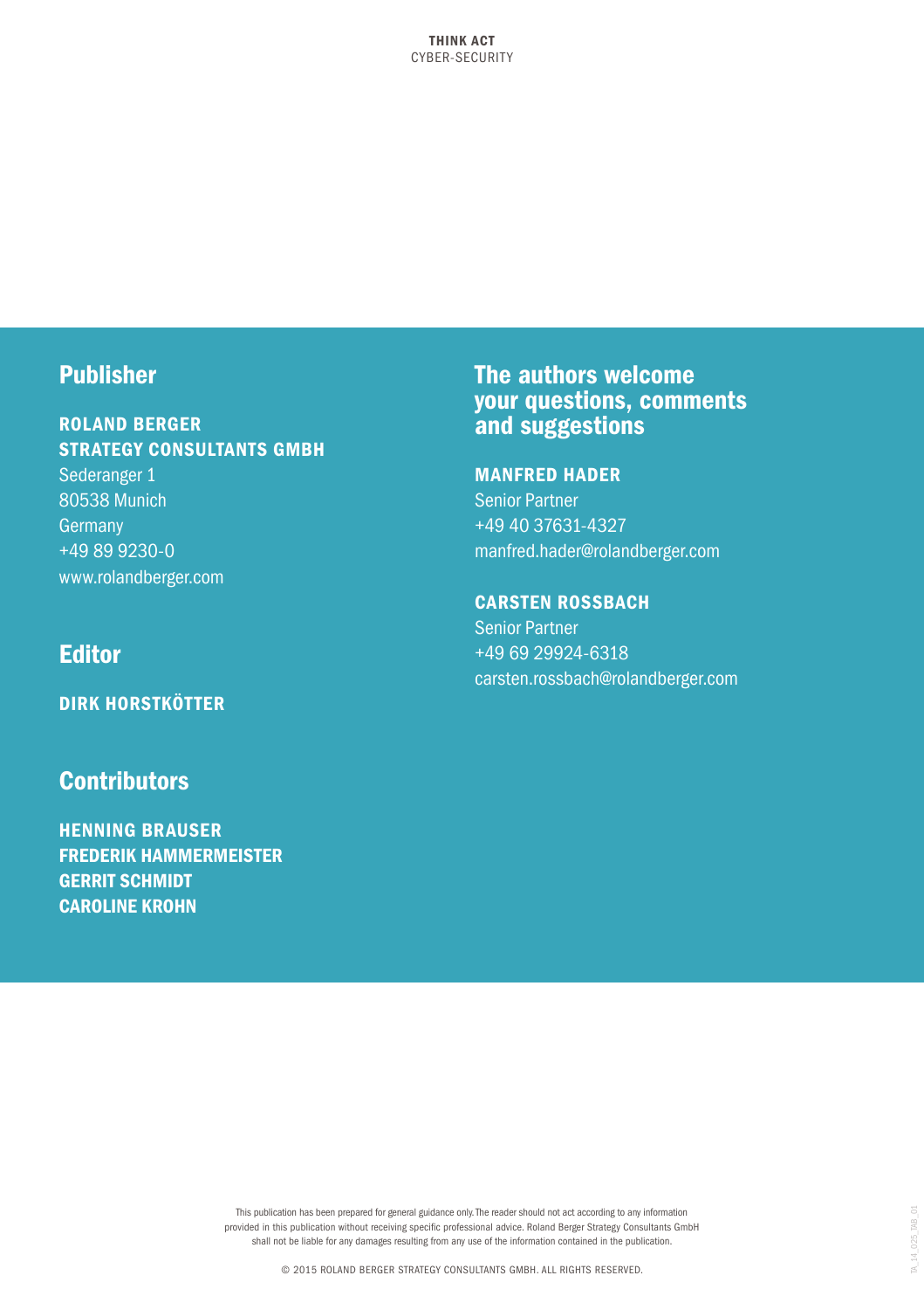## Publisher

**ROLAND BERGER STRATEGY CONSULTANTS GMBH**
Sederanger 1
80538 Munich
Germany
+49 89 9230-0
www.rolandberger.com

## Editor

**DIRK HORSTKÖTTER**

## Contributors

**HENNING BRAUSER**
**FREDERIK HAMMERMEISTER**
**GERRIT SCHMIDT**
**CAROLINE KROHN**

## The authors welcome your questions, comments and suggestions

**MANFRED HADER**
Senior Partner
+49 40 37631-4327
manfred.hader@rolandberger.com

**CARSTEN ROSSBACH**
Senior Partner
+49 69 29924-6318
carsten.rossbach@rolandberger.com

This publication has been prepared for general guidance only. The reader should not act according to any information provided in this publication without receiving specific professional advice. Roland Berger Strategy Consultants GmbH shall not be liable for any damages resulting from any use of the information contained in the publication.

© 2015 ROLAND BERGER STRATEGY CONSULTANTS GMBH. ALL RIGHTS RESERVED.

TA_14_025_TAB_01